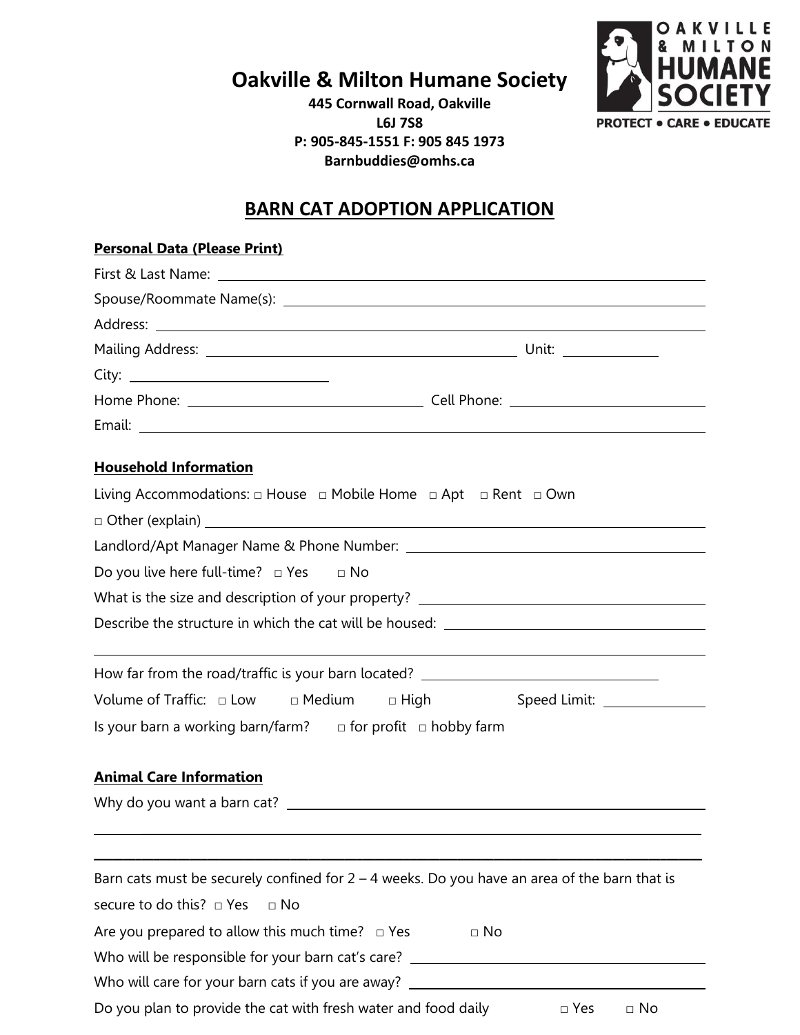# Oakville & Milton Humane Society

**445 Cornwall Road, Oakville**
**L6J 7S8**
**P: 905-845-1551 F: 905 845 1973**
**Barnbuddies@omhs.ca**

## BARN CAT ADOPTION APPLICATION

**Personal Data (Please Print)**

First & Last Name: ______________________________

Spouse/Roommate Name(s): ______________________________

Address: ______________________________

Mailing Address: ______________________________ Unit: __________

City: ______________________________

Home Phone: ______________________________ Cell Phone: ______________________________

Email: ______________________________

**Household Information**

Living Accommodations: □ House □ Mobile Home □ Apt □ Rent □ Own

□ Other (explain) ______________________________

Landlord/Apt Manager Name & Phone Number: ______________________________

Do you live here full-time? □ Yes □ No

What is the size and description of your property? ______________________________

Describe the structure in which the cat will be housed: ______________________________

______________________________

How far from the road/traffic is your barn located? ______________________________

Volume of Traffic: □ Low □ Medium □ High Speed Limit: __________

Is your barn a working barn/farm? □ for profit □ hobby farm

**Animal Care Information**

Why do you want a barn cat? ______________________________

______________________________

______________________________

Barn cats must be securely confined for 2 – 4 weeks. Do you have an area of the barn that is secure to do this? □ Yes □ No

Are you prepared to allow this much time? □ Yes □ No

Who will be responsible for your barn cat's care? ______________________________

Who will care for your barn cats if you are away? ______________________________

Do you plan to provide the cat with fresh water and food daily □ Yes □ No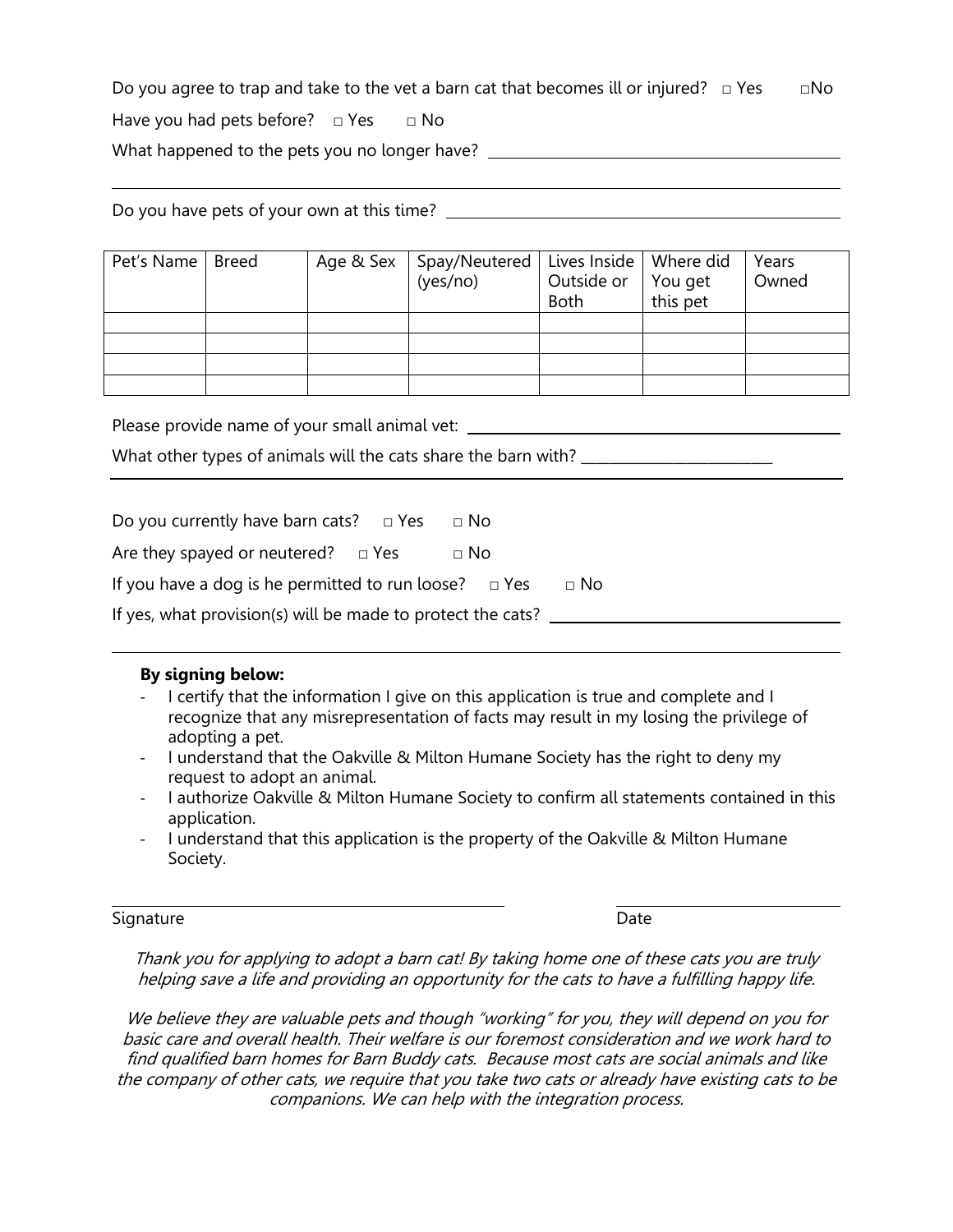Do you agree to trap and take to the vet a barn cat that becomes ill or injured? □ Yes □No

Have you had pets before? □ Yes □ No

What happened to the pets you no longer have? \_\_\_\_\_\_\_\_\_\_\_\_\_\_\_\_\_\_\_\_\_\_\_\_\_\_\_\_\_\_\_\_\_\_\_\_\_\_\_\_\_\_\_\_

\_\_\_\_\_\_\_\_\_\_\_\_\_\_\_\_\_\_\_\_\_\_\_\_\_\_\_\_\_\_\_\_\_\_\_\_\_\_\_\_\_\_\_\_\_\_\_\_\_\_\_\_\_\_\_\_\_\_\_\_\_\_\_\_\_\_\_\_\_\_\_\_\_\_\_\_\_\_\_\_\_\_\_\_\_\_\_\_

Do you have pets of your own at this time? \_\_\_\_\_\_\_\_\_\_\_\_\_\_\_\_\_\_\_\_\_\_\_\_\_\_\_\_\_\_\_\_\_\_\_\_\_\_\_\_\_\_\_\_

| Pet's Name | Breed | Age & Sex | Spay/Neutered (yes/no) | Lives Inside Outside or Both | Where did You get this pet | Years Owned |
|---|---|---|---|---|---|---|
| | | | | | | |
| | | | | | | |
| | | | | | | |
| | | | | | | |

Please provide name of your small animal vet: \_\_\_\_\_\_\_\_\_\_\_\_\_\_\_\_\_\_\_\_\_\_\_\_\_\_\_\_\_\_\_\_\_\_\_\_\_\_\_\_\_\_\_\_

What other types of animals will the cats share the barn with? \_\_\_\_\_\_\_\_\_\_\_\_\_\_\_\_\_\_\_\_\_\_\_\_\_

\_\_\_\_\_\_\_\_\_\_\_\_\_\_\_\_\_\_\_\_\_\_\_\_\_\_\_\_\_\_\_\_\_\_\_\_\_\_\_\_\_\_\_\_\_\_\_\_\_\_\_\_\_\_\_\_\_\_\_\_\_\_\_\_\_\_\_\_\_\_\_\_\_\_\_\_\_\_\_\_\_\_\_\_\_\_\_\_

Do you currently have barn cats? □ Yes □ No

Are they spayed or neutered? □ Yes □ No

If you have a dog is he permitted to run loose? □ Yes □ No

If yes, what provision(s) will be made to protect the cats? \_\_\_\_\_\_\_\_\_\_\_\_\_\_\_\_\_\_\_\_\_\_\_\_\_\_\_\_\_\_\_\_\_\_\_\_

\_\_\_\_\_\_\_\_\_\_\_\_\_\_\_\_\_\_\_\_\_\_\_\_\_\_\_\_\_\_\_\_\_\_\_\_\_\_\_\_\_\_\_\_\_\_\_\_\_\_\_\_\_\_\_\_\_\_\_\_\_\_\_\_\_\_\_\_\_\_\_\_\_\_\_\_\_\_\_\_\_\_\_\_\_\_\_\_

**By signing below:**

- I certify that the information I give on this application is true and complete and I recognize that any misrepresentation of facts may result in my losing the privilege of adopting a pet.
- I understand that the Oakville & Milton Humane Society has the right to deny my request to adopt an animal.
- I authorize Oakville & Milton Humane Society to confirm all statements contained in this application.
- I understand that this application is the property of the Oakville & Milton Humane Society.

\_\_\_\_\_\_\_\_\_\_\_\_\_\_\_\_\_\_\_\_\_\_\_\_\_\_\_\_\_\_\_\_\_\_\_\_\_\_\_\_\_ \_\_\_\_\_\_\_\_\_\_\_\_\_\_\_\_\_\_\_\_\_\_\_\_\_

Signature Date

*Thank you for applying to adopt a barn cat! By taking home one of these cats you are truly helping save a life and providing an opportunity for the cats to have a fulfilling happy life.*

*We believe they are valuable pets and though "working" for you, they will depend on you for basic care and overall health. Their welfare is our foremost consideration and we work hard to find qualified barn homes for Barn Buddy cats. Because most cats are social animals and like the company of other cats, we require that you take two cats or already have existing cats to be companions. We can help with the integration process.*